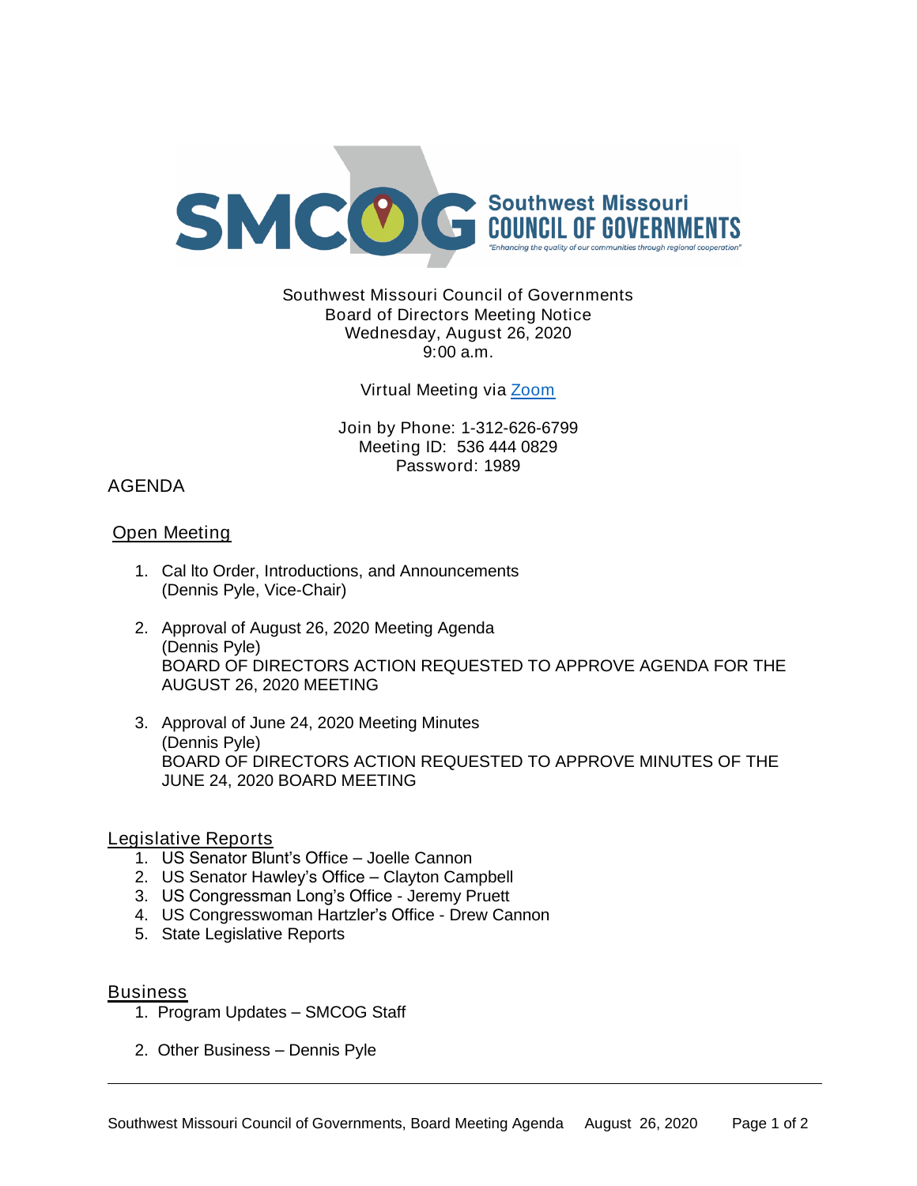Southwest Missouri Council of Governments
Board of Directors Meeting Notice
Wednesday, August 26, 2020
9:00 a.m.

Virtual Meeting via [Zoom]()

Join by Phone: 1-312-626-6799
Meeting ID: 536 444 0829
Password: 1989

## AGENDA

### Open Meeting

1. Cal lto Order, Introductions, and Announcements
   (Dennis Pyle, Vice-Chair)

2. Approval of August 26, 2020 Meeting Agenda
   (Dennis Pyle)
   BOARD OF DIRECTORS ACTION REQUESTED TO APPROVE AGENDA FOR THE AUGUST 26, 2020 MEETING

3. Approval of June 24, 2020 Meeting Minutes
   (Dennis Pyle)
   BOARD OF DIRECTORS ACTION REQUESTED TO APPROVE MINUTES OF THE JUNE 24, 2020 BOARD MEETING

### Legislative Reports

1. US Senator Blunt's Office – Joelle Cannon
2. US Senator Hawley's Office – Clayton Campbell
3. US Congressman Long's Office - Jeremy Pruett
4. US Congresswoman Hartzler's Office - Drew Cannon
5. State Legislative Reports

### Business

1. Program Updates – SMCOG Staff
2. Other Business – Dennis Pyle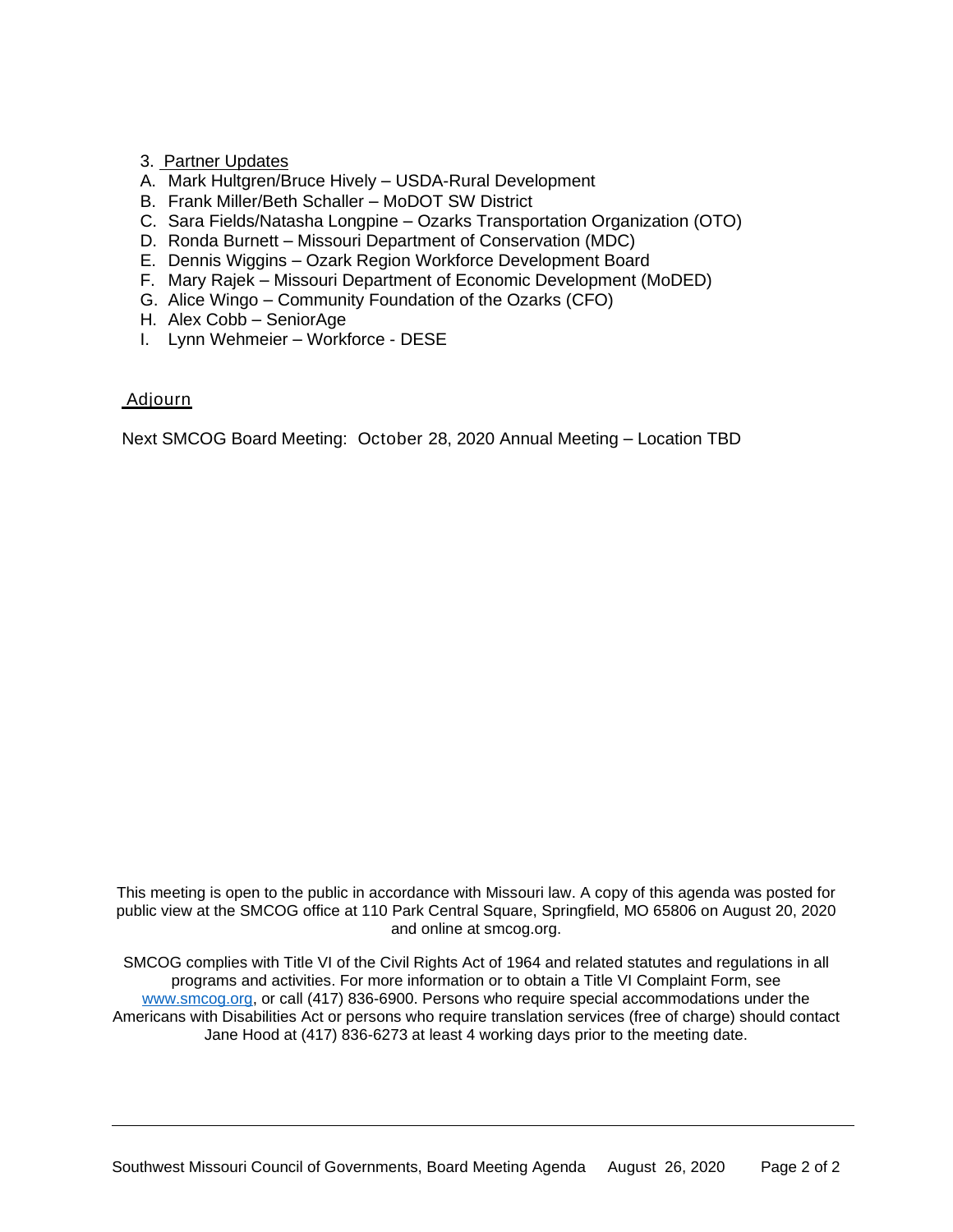3. Partner Updates

A. Mark Hultgren/Bruce Hively – USDA-Rural Development
B. Frank Miller/Beth Schaller – MoDOT SW District
C. Sara Fields/Natasha Longpine – Ozarks Transportation Organization (OTO)
D. Ronda Burnett – Missouri Department of Conservation (MDC)
E. Dennis Wiggins – Ozark Region Workforce Development Board
F. Mary Rajek – Missouri Department of Economic Development (MoDED)
G. Alice Wingo – Community Foundation of the Ozarks (CFO)
H. Alex Cobb – SeniorAge
I. Lynn Wehmeier – Workforce - DESE

Adjourn

Next SMCOG Board Meeting: October 28, 2020 Annual Meeting – Location TBD

This meeting is open to the public in accordance with Missouri law. A copy of this agenda was posted for public view at the SMCOG office at 110 Park Central Square, Springfield, MO 65806 on August 20, 2020 and online at smcog.org.

SMCOG complies with Title VI of the Civil Rights Act of 1964 and related statutes and regulations in all programs and activities. For more information or to obtain a Title VI Complaint Form, see www.smcog.org, or call (417) 836-6900. Persons who require special accommodations under the Americans with Disabilities Act or persons who require translation services (free of charge) should contact Jane Hood at (417) 836-6273 at least 4 working days prior to the meeting date.